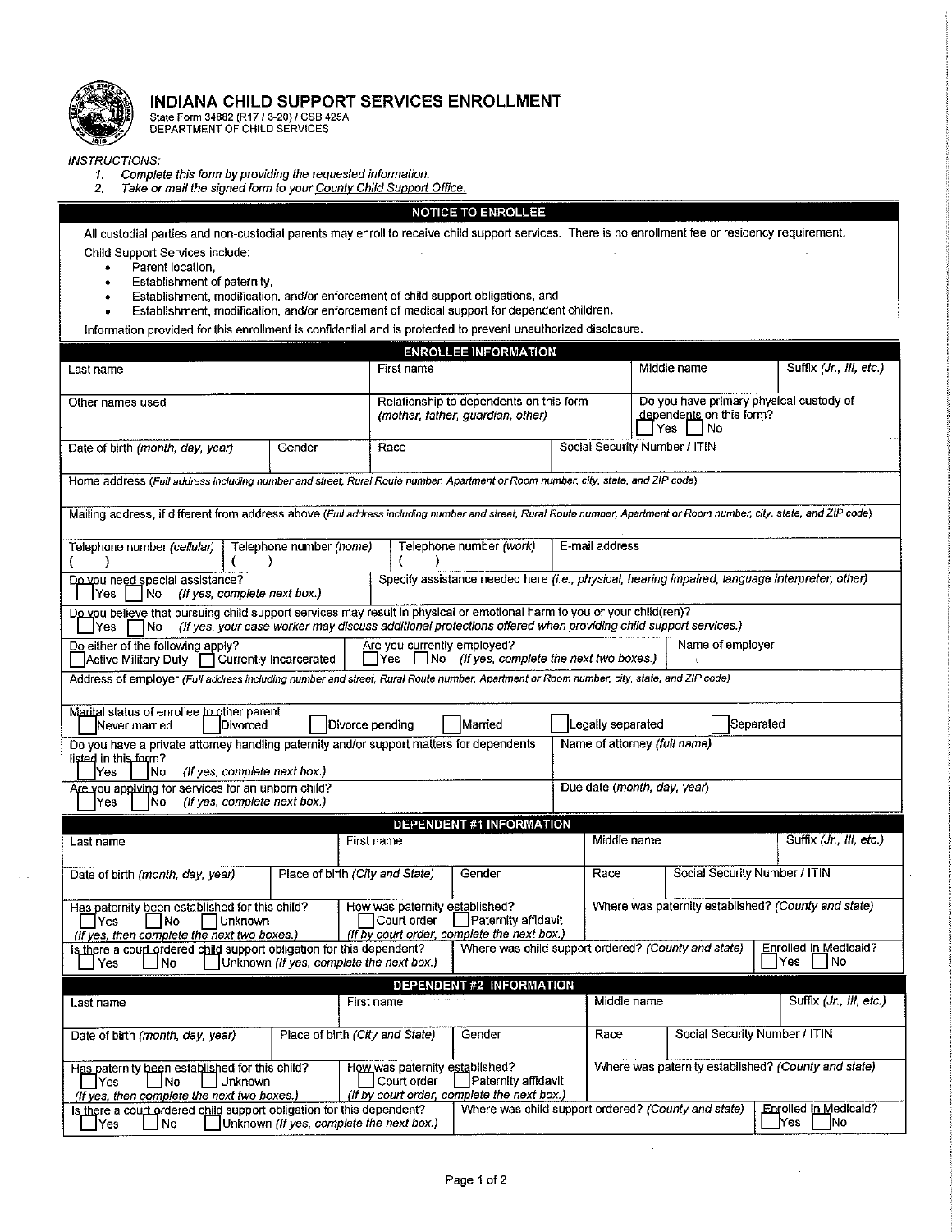# INDIANA CHILD SUPPORT SERVICES ENROLLMENT

State Form 34882 (R17 / 3-20) / CSB 425A
DEPARTMENT OF CHILD SERVICES

*INSTRUCTIONS:*

1. *Complete this form by providing the requested information.*
2. *Take or mail the signed form to your County Child Support Office.*

## NOTICE TO ENROLLEE

All custodial parties and non-custodial parents may enroll to receive child support services. There is no enrollment fee or residency requirement.

Child Support Services include:

- Parent location,
- Establishment of paternity,
- Establishment, modification, and/or enforcement of child support obligations, and
- Establishment, modification, and/or enforcement of medical support for dependent children.

Information provided for this enrollment is confidential and is protected to prevent unauthorized disclosure.

## ENROLLEE INFORMATION

| Last name | First name | Middle name | Suffix *(Jr., III, etc.)* |
|---|---|---|---|
| | | | |

| Other names used | Relationship to dependents on this form *(mother, father, guardian, other)* | Do you have primary physical custody of dependents on this form? ☐ Yes ☐ No |
|---|---|---|
| | | |

| Date of birth *(month, day, year)* | Gender | Race | Social Security Number / ITIN |
|---|---|---|---|
| | | | |

Home address *(Full address including number and street, Rural Route number, Apartment or Room number, city, state, and ZIP code)*

Mailing address, if different from address above *(Full address including number and street, Rural Route number, Apartment or Room number, city, state, and ZIP code)*

| Telephone number *(cellular)* | Telephone number *(home)* | Telephone number *(work)* | E-mail address |
|---|---|---|---|
| ( ) | ( ) | ( ) | |

| Do you need special assistance? ☐ Yes ☐ No *(If yes, complete next box.)* | Specify assistance needed here *(i.e., physical, hearing impaired, language interpreter, other)* |
|---|---|

Do you believe that pursuing child support services may result in physical or emotional harm to you or your child(ren)?
☐ Yes ☐ No *(If yes, your case worker may discuss additional protections offered when providing child support services.)*

| Do either of the following apply? ☐ Active Military Duty ☐ Currently Incarcerated | Are you currently employed? ☐ Yes ☐ No *(If yes, complete the next two boxes.)* | Name of employer |
|---|---|---|

Address of employer *(Full address including number and street, Rural Route number, Apartment or Room number, city, state, and ZIP code)*

Marital status of enrollee to other parent
☐ Never married ☐ Divorced ☐ Divorce pending ☐ Married ☐ Legally separated ☐ Separated

| Do you have a private attorney handling paternity and/or support matters for dependents listed in this form? ☐ Yes ☐ No *(If yes, complete next box.)* | Name of attorney *(full name)* |
|---|---|
| **Are you applying for services for an unborn child?** ☐ Yes ☐ No *(If yes, complete next box.)* | **Due date *(month, day, year)*** |

## DEPENDENT #1 INFORMATION

| Last name | First name | Middle name | Suffix *(Jr., III, etc.)* |
|---|---|---|---|
| | | | |

| Date of birth *(month, day, year)* | Place of birth *(City and State)* | Gender | Race | Social Security Number / ITIN |
|---|---|---|---|---|
| | | | | |

| Has paternity been established for this child? ☐ Yes ☐ No ☐ Unknown *(If yes, then complete the next two boxes.)* | How was paternity established? ☐ Court order ☐ Paternity affidavit *(If by court order, complete the next box.)* | Where was paternity established? *(County and state)* |
|---|---|---|

| Is there a court ordered child support obligation for this dependent? ☐ Yes ☐ No ☐ Unknown *(If yes, complete the next box.)* | Where was child support ordered? *(County and state)* | Enrolled in Medicaid? ☐ Yes ☐ No |
|---|---|---|

## DEPENDENT #2 INFORMATION

| Last name | First name | Middle name | Suffix *(Jr., III, etc.)* |
|---|---|---|---|
| | | | |

| Date of birth *(month, day, year)* | Place of birth *(City and State)* | Gender | Race | Social Security Number / ITIN |
|---|---|---|---|---|
| | | | | |

| Has paternity been established for this child? ☐ Yes ☐ No ☐ Unknown *(If yes, then complete the next two boxes.)* | How was paternity established? ☐ Court order ☐ Paternity affidavit *(If by court order, complete the next box.)* | Where was paternity established? *(County and state)* |
|---|---|---|

| Is there a court ordered child support obligation for this dependent? ☐ Yes ☐ No ☐ Unknown *(If yes, complete the next box.)* | Where was child support ordered? *(County and state)* | Enrolled in Medicaid? ☐ Yes ☐ No |
|---|---|---|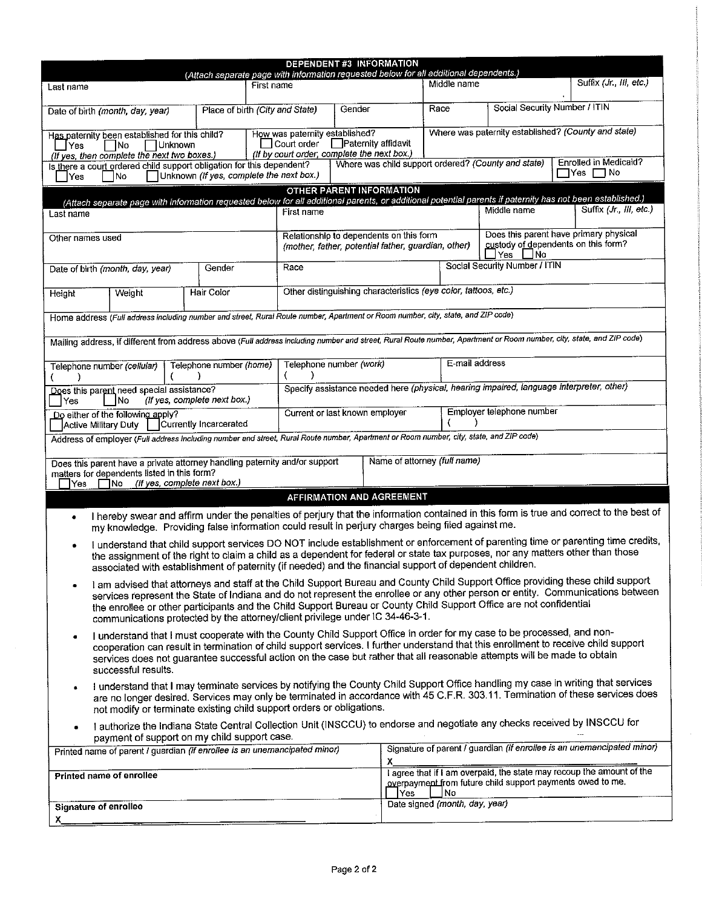## DEPENDENT #3 INFORMATION

*(Attach separate page with information requested below for all additional dependents.)*

| Last name | | First name | | Middle name | Suffix *(Jr., III, etc.)* |
|---|---|---|---|---|---|
| Date of birth *(month, day, year)* | Place of birth *(City and State)* | Gender | | Race | Social Security Number / ITIN |

| Has paternity been established for this child? ☐ Yes ☐ No ☐ Unknown *(If yes, then complete the next two boxes.)* | How was paternity established? ☐ Court order ☐ Paternity affidavit *(If by court order, complete the next box.)* | Where was paternity established? *(County and state)* |
|---|---|---|
| Is there a court ordered child support obligation for this dependent? ☐ Yes ☐ No ☐ Unknown *(If yes, complete the next box.)* | Where was child support ordered? *(County and state)* | Enrolled in Medicaid? ☐ Yes ☐ No |

## OTHER PARENT INFORMATION

*(Attach separate page with information requested below for all additional parents, or additional potential parents if paternity has not been established.)*

| Last name | First name | Middle name | Suffix *(Jr., III, etc.)* |
|---|---|---|---|
| Other names used | Relationship to dependents on this form *(mother, father, potential father, guardian, other)* | Does this parent have primary physical custody of dependents on this form? ☐ Yes ☐ No | |

| Date of birth *(month, day, year)* | Gender | Race | Social Security Number / ITIN |
|---|---|---|---|

| Height | Weight | Hair Color | Other distinguishing characteristics *(eye color, tattoos, etc.)* |
|---|---|---|---|

Home address *(Full address including number and street, Rural Route number, Apartment or Room number, city, state, and ZIP code)*

Mailing address, if different from address above *(Full address including number and street, Rural Route number, Apartment or Room number, city, state, and ZIP code)*

| Telephone number *(cellular)* ( ) | Telephone number *(home)* ( ) | Telephone number *(work)* ( ) | E-mail address |
|---|---|---|---|

| Does this parent need special assistance? ☐ Yes ☐ No *(If yes, complete next box.)* | Specify assistance needed here *(physical, hearing impaired, language interpreter, other)* | |
|---|---|---|
| Do either of the following apply? ☐ Active Military Duty ☐ Currently Incarcerated | Current or last known employer | Employer telephone number ( ) |

Address of employer *(Full address including number and street, Rural Route number, Apartment or Room number, city, state, and ZIP code)*

| Does this parent have a private attorney handling paternity and/or support matters for dependents listed in this form? ☐ Yes ☐ No *(If yes, complete next box.)* | Name of attorney *(full name)* |
|---|---|

## AFFIRMATION AND AGREEMENT

- I hereby swear and affirm under the penalties of perjury that the information contained in this form is true and correct to the best of my knowledge. Providing false information could result in perjury charges being filed against me.
- I understand that child support services DO NOT include establishment or enforcement of parenting time or parenting time credits, the assignment of the right to claim a child as a dependent for federal or state tax purposes, nor any matters other than those associated with establishment of paternity (if needed) and the financial support of dependent children.
- I am advised that attorneys and staff at the Child Support Bureau and County Child Support Office providing these child support services represent the State of Indiana and do not represent the enrollee or any other person or entity. Communications between the enrollee or other participants and the Child Support Bureau or County Child Support Office are not confidential communications protected by the attorney/client privilege under IC 34-46-3-1.
- I understand that I must cooperate with the County Child Support Office in order for my case to be processed, and non-cooperation can result in termination of child support services. I further understand that this enrollment to receive child support services does not guarantee successful action on the case but rather that all reasonable attempts will be made to obtain successful results.
- I understand that I may terminate services by notifying the County Child Support Office handling my case in writing that services are no longer desired. Services may only be terminated in accordance with 45 C.F.R. 303.11. Termination of these services does not modify or terminate existing child support orders or obligations.
- I authorize the Indiana State Central Collection Unit (INSCCU) to endorse and negotiate any checks received by INSCCU for payment of support on my child support case.

| Printed name of parent / guardian *(if enrollee is an unemancipated minor)* | Signature of parent / guardian *(if enrollee is an unemancipated minor)* X |
|---|---|
| **Printed name of enrollee** | I agree that if I am overpaid, the state may recoup the amount of the overpayment from future child support payments owed to me. ☐ Yes ☐ No |
| **Signature of enrollee** X | Date signed *(month, day, year)* |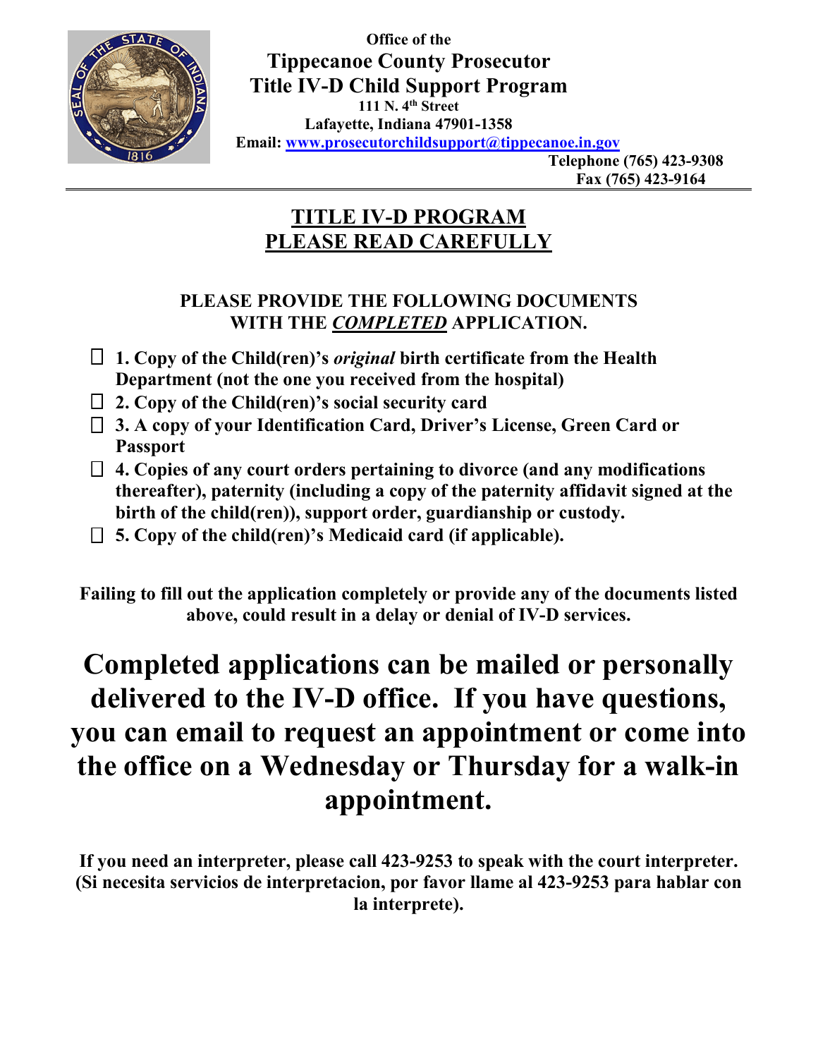Office of the

**Tippecanoe County Prosecutor**
**Title IV-D Child Support Program**

111 N. 4th Street
Lafayette, Indiana 47901-1358
Email: www.prosecutorchildsupport@tippecanoe.in.gov

Telephone (765) 423-9308
Fax (765) 423-9164

---

# TITLE IV-D PROGRAM
# PLEASE READ CAREFULLY

## PLEASE PROVIDE THE FOLLOWING DOCUMENTS WITH THE *COMPLETED* APPLICATION.

- ☐ **1. Copy of the Child(ren)'s *original* birth certificate from the Health Department (not the one you received from the hospital)**
- ☐ **2. Copy of the Child(ren)'s social security card**
- ☐ **3. A copy of your Identification Card, Driver's License, Green Card or Passport**
- ☐ **4. Copies of any court orders pertaining to divorce (and any modifications thereafter), paternity (including a copy of the paternity affidavit signed at the birth of the child(ren)), support order, guardianship or custody.**
- ☐ **5. Copy of the child(ren)'s Medicaid card (if applicable).**

**Failing to fill out the application completely or provide any of the documents listed above, could result in a delay or denial of IV-D services.**

# Completed applications can be mailed or personally delivered to the IV-D office. If you have questions, you can email to request an appointment or come into the office on a Wednesday or Thursday for a walk-in appointment.

**If you need an interpreter, please call 423-9253 to speak with the court interpreter. (Si necesita servicios de interpretacion, por favor llame al 423-9253 para hablar con la interprete).**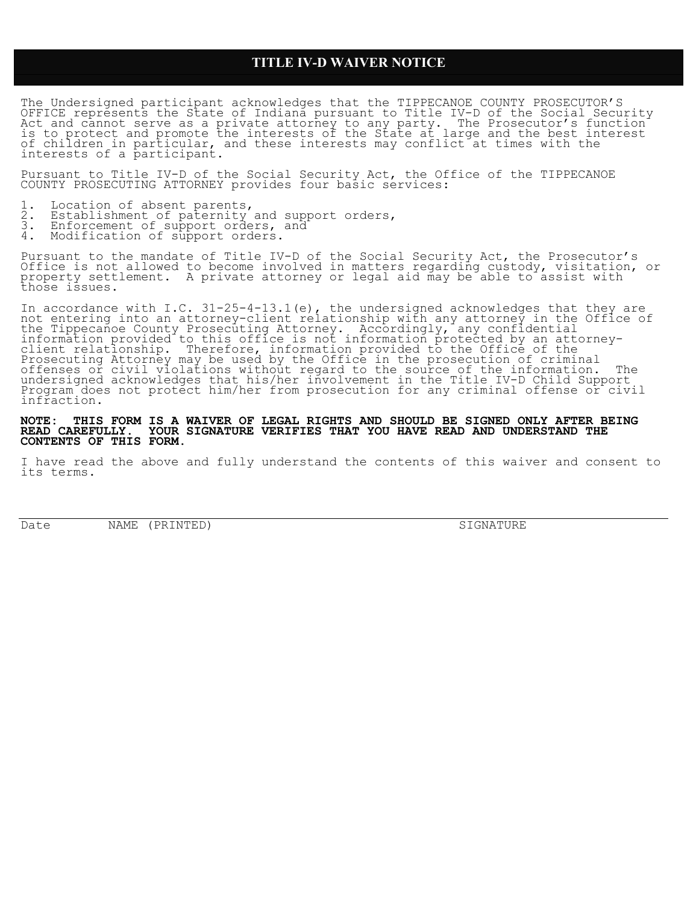# TITLE IV-D WAIVER NOTICE

The Undersigned participant acknowledges that the TIPPECANOE COUNTY PROSECUTOR'S OFFICE represents the State of Indiana pursuant to Title IV-D of the Social Security Act and cannot serve as a private attorney to any party. The Prosecutor's function is to protect and promote the interests of the State at large and the best interest of children in particular, and these interests may conflict at times with the interests of a participant.

Pursuant to Title IV-D of the Social Security Act, the Office of the TIPPECANOE COUNTY PROSECUTING ATTORNEY provides four basic services:

1. Location of absent parents,
2. Establishment of paternity and support orders,
3. Enforcement of support orders, and
4. Modification of support orders.

Pursuant to the mandate of Title IV-D of the Social Security Act, the Prosecutor's Office is not allowed to become involved in matters regarding custody, visitation, or property settlement. A private attorney or legal aid may be able to assist with those issues.

In accordance with I.C. 31-25-4-13.1(e), the undersigned acknowledges that they are not entering into an attorney-client relationship with any attorney in the Office of the Tippecanoe County Prosecuting Attorney. Accordingly, any confidential information provided to this office is not information protected by an attorney-client relationship. Therefore, information provided to the Office of the Prosecuting Attorney may be used by the Office in the prosecution of criminal offenses or civil violations without regard to the source of the information. The undersigned acknowledges that his/her involvement in the Title IV-D Child Support Program does not protect him/her from prosecution for any criminal offense or civil infraction.

**NOTE: THIS FORM IS A WAIVER OF LEGAL RIGHTS AND SHOULD BE SIGNED ONLY AFTER BEING READ CAREFULLY. YOUR SIGNATURE VERIFIES THAT YOU HAVE READ AND UNDERSTAND THE CONTENTS OF THIS FORM.**

I have read the above and fully understand the contents of this waiver and consent to its terms.

_______________________________________________________________________________

Date NAME (PRINTED) SIGNATURE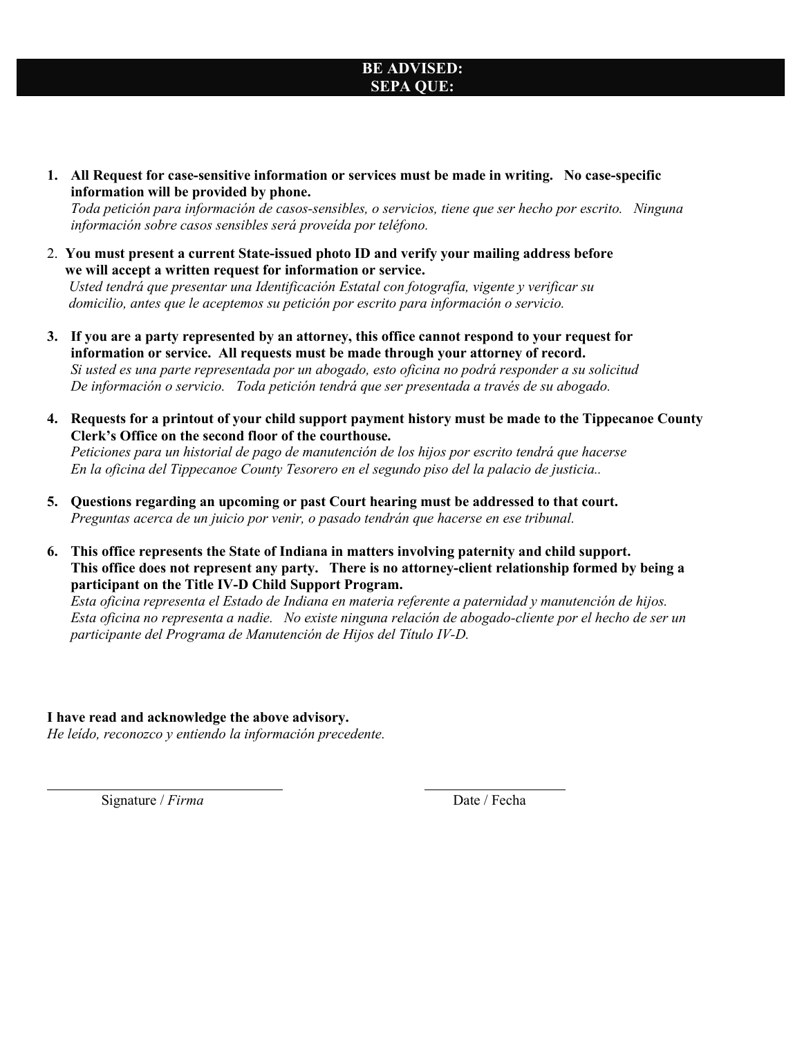## BE ADVISED:
## SEPA QUE:

1. **All Request for case-sensitive information or services must be made in writing. No case-specific information will be provided by phone.**
   *Toda petición para información de casos-sensibles, o servicios, tiene que ser hecho por escrito. Ninguna información sobre casos sensibles será proveída por teléfono.*

2. **You must present a current State-issued photo ID and verify your mailing address before we will accept a written request for information or service.**
   *Usted tendrá que presentar una Identificación Estatal con fotografía, vigente y verificar su domicilio, antes que le aceptemos su petición por escrito para información o servicio.*

3. **If you are a party represented by an attorney, this office cannot respond to your request for information or service. All requests must be made through your attorney of record.**
   *Si usted es una parte representada por un abogado, esto oficina no podrá responder a su solicitud De información o servicio. Toda petición tendrá que ser presentada a través de su abogado.*

4. **Requests for a printout of your child support payment history must be made to the Tippecanoe County Clerk's Office on the second floor of the courthouse.**
   *Peticiones para un historial de pago de manutención de los hijos por escrito tendrá que hacerse En la oficina del Tippecanoe County Tesorero en el segundo piso del la palacio de justicia..*

5. **Questions regarding an upcoming or past Court hearing must be addressed to that court.**
   *Preguntas acerca de un juicio por venir, o pasado tendrán que hacerse en ese tribunal.*

6. **This office represents the State of Indiana in matters involving paternity and child support. This office does not represent any party. There is no attorney-client relationship formed by being a participant on the Title IV-D Child Support Program.**
   *Esta oficina representa el Estado de Indiana en materia referente a paternidad y manutención de hijos. Esta oficina no representa a nadie. No existe ninguna relación de abogado-cliente por el hecho de ser un participante del Programa de Manutención de Hijos del Título IV-D.*

**I have read and acknowledge the above advisory.**
*He leído, reconozco y entiendo la información precedente.*

\_\_\_\_\_\_\_\_\_\_\_\_\_\_\_\_\_\_\_\_\_\_\_\_\_\_\_\_\_\_ \_\_\_\_\_\_\_\_\_\_\_\_\_\_\_\_\_\_

Signature / *Firma* Date / Fecha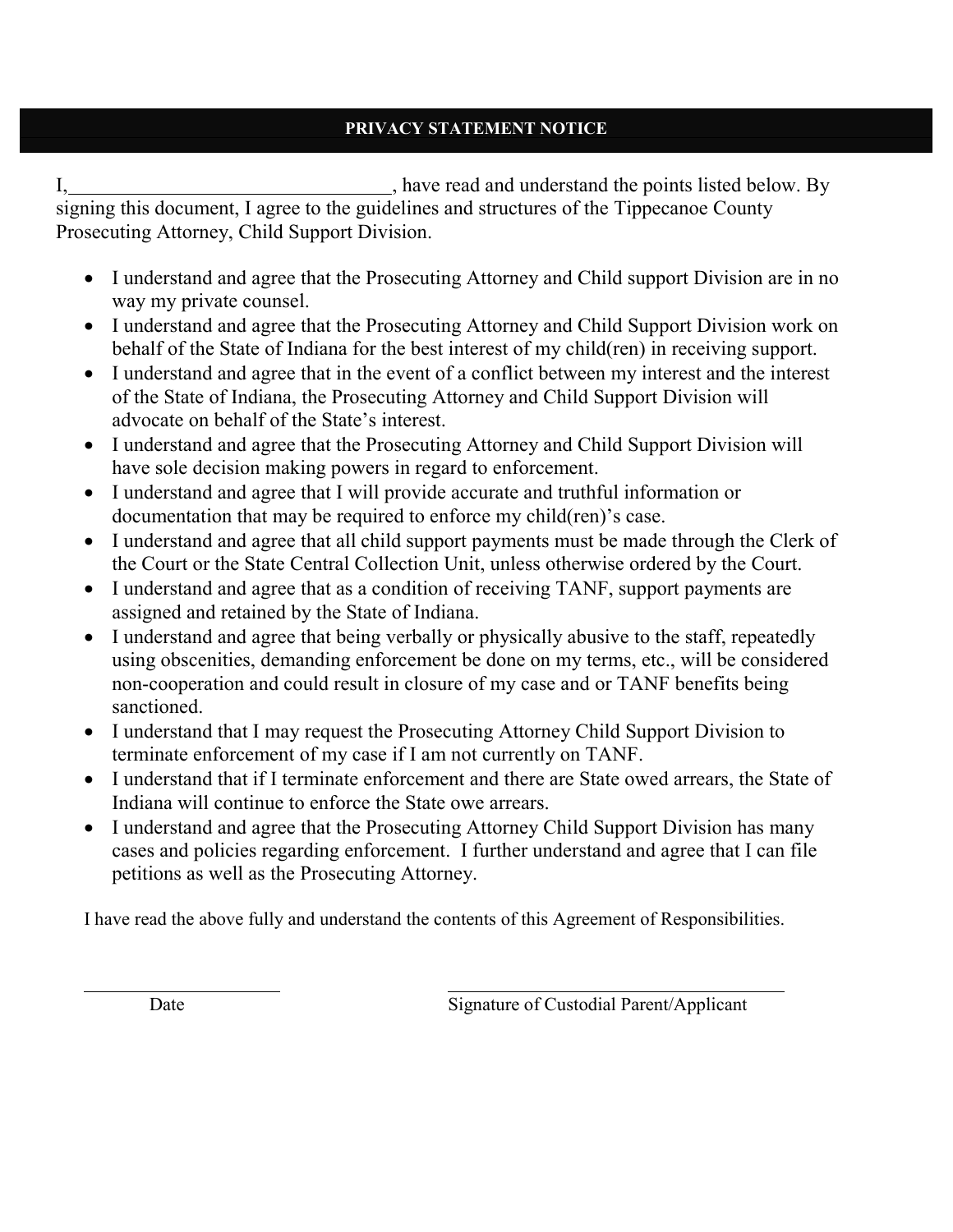## PRIVACY STATEMENT NOTICE

I,________________________________, have read and understand the points listed below. By signing this document, I agree to the guidelines and structures of the Tippecanoe County Prosecuting Attorney, Child Support Division.

- I understand and agree that the Prosecuting Attorney and Child support Division are in no way my private counsel.
- I understand and agree that the Prosecuting Attorney and Child Support Division work on behalf of the State of Indiana for the best interest of my child(ren) in receiving support.
- I understand and agree that in the event of a conflict between my interest and the interest of the State of Indiana, the Prosecuting Attorney and Child Support Division will advocate on behalf of the State's interest.
- I understand and agree that the Prosecuting Attorney and Child Support Division will have sole decision making powers in regard to enforcement.
- I understand and agree that I will provide accurate and truthful information or documentation that may be required to enforce my child(ren)'s case.
- I understand and agree that all child support payments must be made through the Clerk of the Court or the State Central Collection Unit, unless otherwise ordered by the Court.
- I understand and agree that as a condition of receiving TANF, support payments are assigned and retained by the State of Indiana.
- I understand and agree that being verbally or physically abusive to the staff, repeatedly using obscenities, demanding enforcement be done on my terms, etc., will be considered non-cooperation and could result in closure of my case and or TANF benefits being sanctioned.
- I understand that I may request the Prosecuting Attorney Child Support Division to terminate enforcement of my case if I am not currently on TANF.
- I understand that if I terminate enforcement and there are State owed arrears, the State of Indiana will continue to enforce the State owe arrears.
- I understand and agree that the Prosecuting Attorney Child Support Division has many cases and policies regarding enforcement. I further understand and agree that I can file petitions as well as the Prosecuting Attorney.

I have read the above fully and understand the contents of this Agreement of Responsibilities.

______________________ ______________________________________

Date Signature of Custodial Parent/Applicant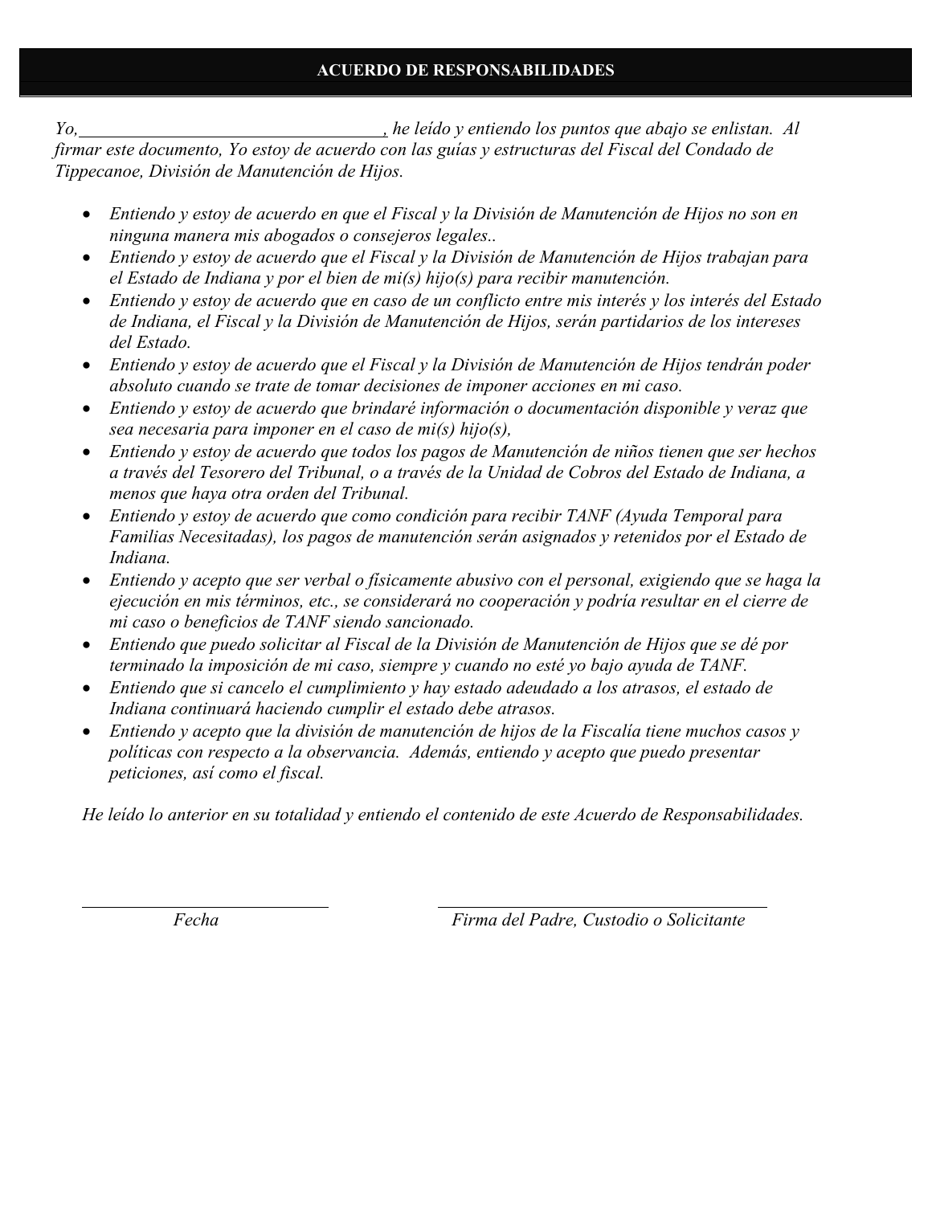## ACUERDO DE RESPONSABILIDADES

*Yo,\_\_\_\_\_\_\_\_\_\_\_\_\_\_\_\_\_\_\_\_\_\_\_\_\_\_\_\_\_\_\_\_\_\_\_\_, he leído y entiendo los puntos que abajo se enlistan. Al firmar este documento, Yo estoy de acuerdo con las guías y estructuras del Fiscal del Condado de Tippecanoe, División de Manutención de Hijos.*

- *Entiendo y estoy de acuerdo en que el Fiscal y la División de Manutención de Hijos no son en ninguna manera mis abogados o consejeros legales..*
- *Entiendo y estoy de acuerdo que el Fiscal y la División de Manutención de Hijos trabajan para el Estado de Indiana y por el bien de mi(s) hijo(s) para recibir manutención.*
- *Entiendo y estoy de acuerdo que en caso de un conflicto entre mis interés y los interés del Estado de Indiana, el Fiscal y la División de Manutención de Hijos, serán partidarios de los intereses del Estado.*
- *Entiendo y estoy de acuerdo que el Fiscal y la División de Manutención de Hijos tendrán poder absoluto cuando se trate de tomar decisiones de imponer acciones en mi caso.*
- *Entiendo y estoy de acuerdo que brindaré información o documentación disponible y veraz que sea necesaria para imponer en el caso de mi(s) hijo(s),*
- *Entiendo y estoy de acuerdo que todos los pagos de Manutención de niños tienen que ser hechos a través del Tesorero del Tribunal, o a través de la Unidad de Cobros del Estado de Indiana, a menos que haya otra orden del Tribunal.*
- *Entiendo y estoy de acuerdo que como condición para recibir TANF (Ayuda Temporal para Familias Necesitadas), los pagos de manutención serán asignados y retenidos por el Estado de Indiana.*
- *Entiendo y acepto que ser verbal o físicamente abusivo con el personal, exigiendo que se haga la ejecución en mis términos, etc., se considerará no cooperación y podría resultar en el cierre de mi caso o beneficios de TANF siendo sancionado.*
- *Entiendo que puedo solicitar al Fiscal de la División de Manutención de Hijos que se dé por terminado la imposición de mi caso, siempre y cuando no esté yo bajo ayuda de TANF.*
- *Entiendo que si cancelo el cumplimiento y hay estado adeudado a los atrasos, el estado de Indiana continuará haciendo cumplir el estado debe atrasos.*
- *Entiendo y acepto que la división de manutención de hijos de la Fiscalía tiene muchos casos y políticas con respecto a la observancia. Además, entiendo y acepto que puedo presentar peticiones, así como el fiscal.*

*He leído lo anterior en su totalidad y entiendo el contenido de este Acuerdo de Responsabilidades.*

\_\_\_\_\_\_\_\_\_\_\_\_\_\_\_\_\_\_\_\_\_\_\_\_\_\_\_\_\_\_\_\_\_\_\_\_ \_\_\_\_\_\_\_\_\_\_\_\_\_\_\_\_\_\_\_\_\_\_\_\_\_\_\_\_\_\_\_\_\_\_\_\_\_\_\_\_\_\_\_\_\_\_

*Fecha* *Firma del Padre, Custodio o Solicitante*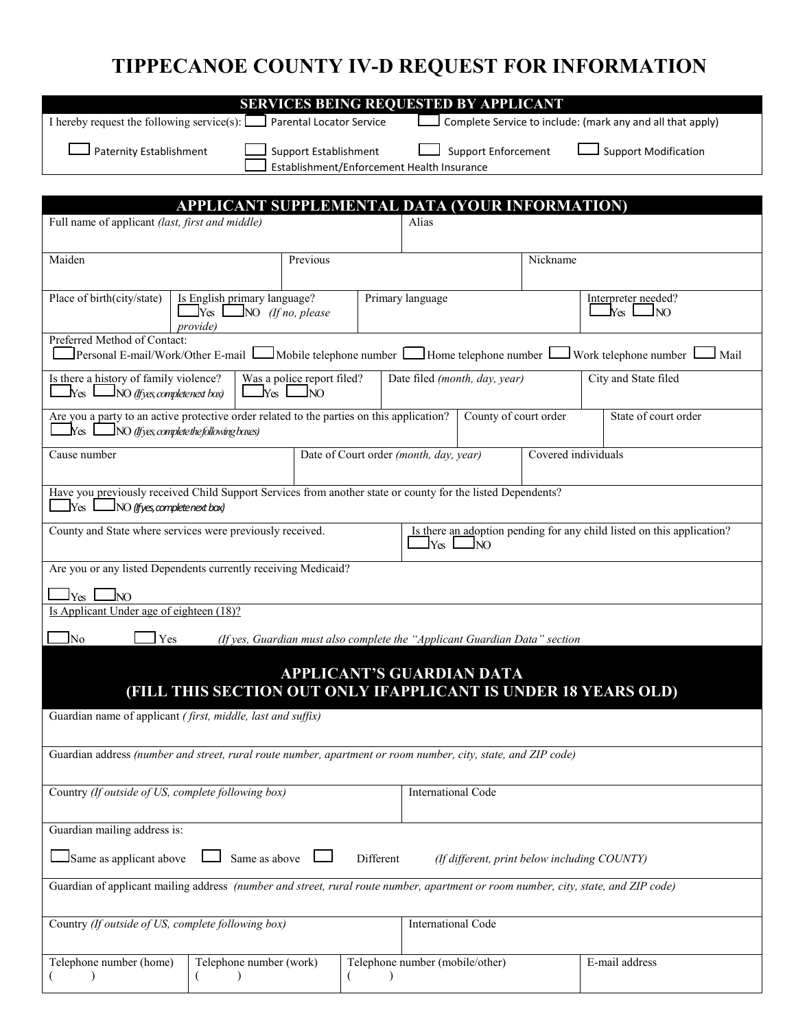# TIPPECANOE COUNTY IV-D REQUEST FOR INFORMATION

## SERVICES BEING REQUESTED BY APPLICANT

I hereby request the following service(s): ☐ Parental Locator Service ☐ Complete Service to include: (mark any and all that apply)

☐ Paternity Establishment ☐ Support Establishment ☐ Support Enforcement ☐ Support Modification
☐ Establishment/Enforcement Health Insurance

## APPLICANT SUPPLEMENTAL DATA (YOUR INFORMATION)

| Full name of applicant *(last, first and middle)* | Alias |
|---|---|
| | |

| Maiden | Previous | Nickname |
|---|---|---|
| | | |

| Place of birth(city/state) | Is English primary language? ☐Yes ☐NO *(If no, please provide)* | Primary language | Interpreter needed? ☐Yes ☐NO |
|---|---|---|---|

Preferred Method of Contact:
☐Personal E-mail/Work/Other E-mail ☐Mobile telephone number ☐Home telephone number ☐Work telephone number ☐ Mail

| Is there a history of family violence? ☐Yes ☐NO *(If yes, complete next box)* | Was a police report filed? ☐Yes ☐NO | Date filed *(month, day, year)* | City and State filed |
|---|---|---|---|

| Are you a party to an active protective order related to the parties on this application? ☐Yes ☐NO *(If yes, complete the following boxes)* | County of court order | State of court order |
|---|---|---|

| Cause number | Date of Court order *(month, day, year)* | Covered individuals |
|---|---|---|
| | | |

Have you previously received Child Support Services from another state or county for the listed Dependents?
☐Yes ☐NO *(If yes, complete next box)*

| County and State where services were previously received. | Is there an adoption pending for any child listed on this application? ☐Yes ☐NO |
|---|---|

Are you or any listed Dependents currently receiving Medicaid?

☐Yes ☐NO

Is Applicant Under age of eighteen (18)?

☐No ☐Yes *(If yes, Guardian must also complete the "Applicant Guardian Data" section*

## APPLICANT'S GUARDIAN DATA (FILL THIS SECTION OUT ONLY IFAPPLICANT IS UNDER 18 YEARS OLD)

| Guardian name of applicant *( first, middle, last and suffix)* |
|---|
| |

| Guardian address *(number and street, rural route number, apartment or room number, city, state, and ZIP code)* |
|---|
| |

| Country *(If outside of US, complete following box)* | International Code |
|---|---|
| | |

Guardian mailing address is:

☐Same as applicant above ☐ Same as above ☐ Different *(If different, print below including COUNTY)*

| Guardian of applicant mailing address *(number and street, rural route number, apartment or room number, city, state, and ZIP code)* |
|---|
| |

| Country *(If outside of US, complete following box)* | International Code |
|---|---|
| | |

| Telephone number (home) | Telephone number (work) | Telephone number (mobile/other) | E-mail address |
|---|---|---|---|
| ( ) | ( ) | ( ) | |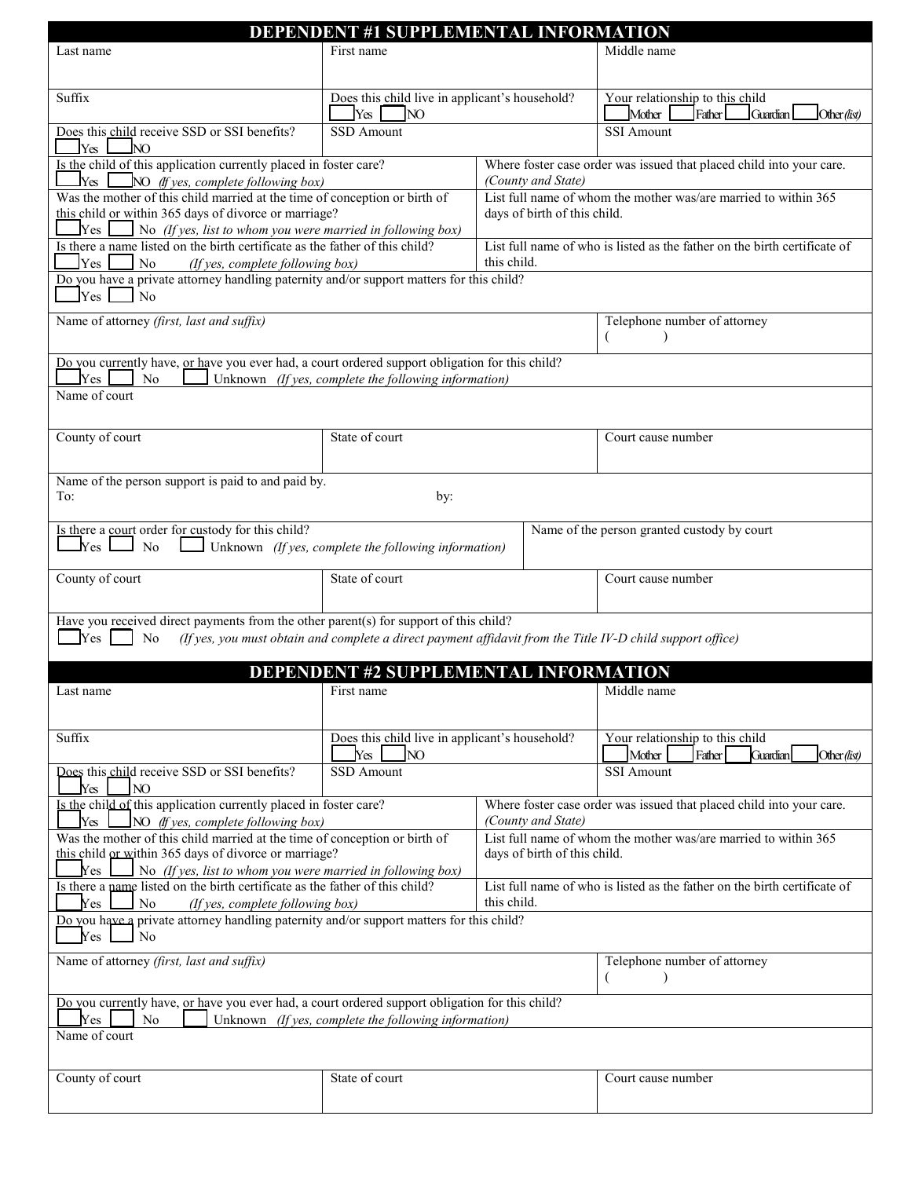## DEPENDENT #1 SUPPLEMENTAL INFORMATION

| Last name | First name | Middle name |
|---|---|---|
| | | |

| Suffix | Does this child live in applicant's household? ☐ Yes ☐ NO | Your relationship to this child ☐ Mother ☐ Father ☐ Guardian ☐ Other *(list)* |
|---|---|---|
| **Does this child receive SSD or SSI benefits?** ☐ Yes ☐ NO | **SSD Amount** | **SSI Amount** |

| Is the child of this application currently placed in foster care? ☐ Yes ☐ NO *(If yes, complete following box)* | Where foster case order was issued that placed child into your care. *(County and State)* |
|---|---|
| **Was the mother of this child married at the time of conception or birth of this child or within 365 days of divorce or marriage?** ☐ Yes ☐ No *(If yes, list to whom you were married in following box)* | **List full name of whom the mother was/are married to within 365 days of birth of this child.** |
| **Is there a name listed on the birth certificate as the father of this child?** ☐ Yes ☐ No *(If yes, complete following box)* | **List full name of who is listed as the father on the birth certificate of this child.** |

Do you have a private attorney handling paternity and/or support matters for this child?
☐ Yes ☐ No

| Name of attorney *(first, last and suffix)* | Telephone number of attorney |
|---|---|
| | ( ) |

Do you currently have, or have you ever had, a court ordered support obligation for this child?
☐ Yes ☐ No ☐ Unknown *(If yes, complete the following information)*

Name of court

| County of court | State of court | Court cause number |
|---|---|---|
| | | |

Name of the person support is paid to and paid by.
To: by:

| Is there a court order for custody for this child? ☐ Yes ☐ No ☐ Unknown *(If yes, complete the following information)* | Name of the person granted custody by court |
|---|---|

| County of court | State of court | Court cause number |
|---|---|---|
| | | |

Have you received direct payments from the other parent(s) for support of this child?
☐ Yes ☐ No *(If yes, you must obtain and complete a direct payment affidavit from the Title IV-D child support office)*

## DEPENDENT #2 SUPPLEMENTAL INFORMATION

| Last name | First name | Middle name |
|---|---|---|
| | | |

| Suffix | Does this child live in applicant's household? ☐ Yes ☐ NO | Your relationship to this child ☐ Mother ☐ Father ☐ Guardian ☐ Other *(list)* |
|---|---|---|
| **Does this child receive SSD or SSI benefits?** ☐ Yes ☐ NO | **SSD Amount** | **SSI Amount** |

| Is the child of this application currently placed in foster care? ☐ Yes ☐ NO *(If yes, complete following box)* | Where foster case order was issued that placed child into your care. *(County and State)* |
|---|---|
| **Was the mother of this child married at the time of conception or birth of this child or within 365 days of divorce or marriage?** ☐ Yes ☐ No *(If yes, list to whom you were married in following box)* | **List full name of whom the mother was/are married to within 365 days of birth of this child.** |
| **Is there a name listed on the birth certificate as the father of this child?** ☐ Yes ☐ No *(If yes, complete following box)* | **List full name of who is listed as the father on the birth certificate of this child.** |

Do you have a private attorney handling paternity and/or support matters for this child?
☐ Yes ☐ No

| Name of attorney *(first, last and suffix)* | Telephone number of attorney |
|---|---|
| | ( ) |

Do you currently have, or have you ever had, a court ordered support obligation for this child?
☐ Yes ☐ No ☐ Unknown *(If yes, complete the following information)*

Name of court

| County of court | State of court | Court cause number |
|---|---|---|
| | | |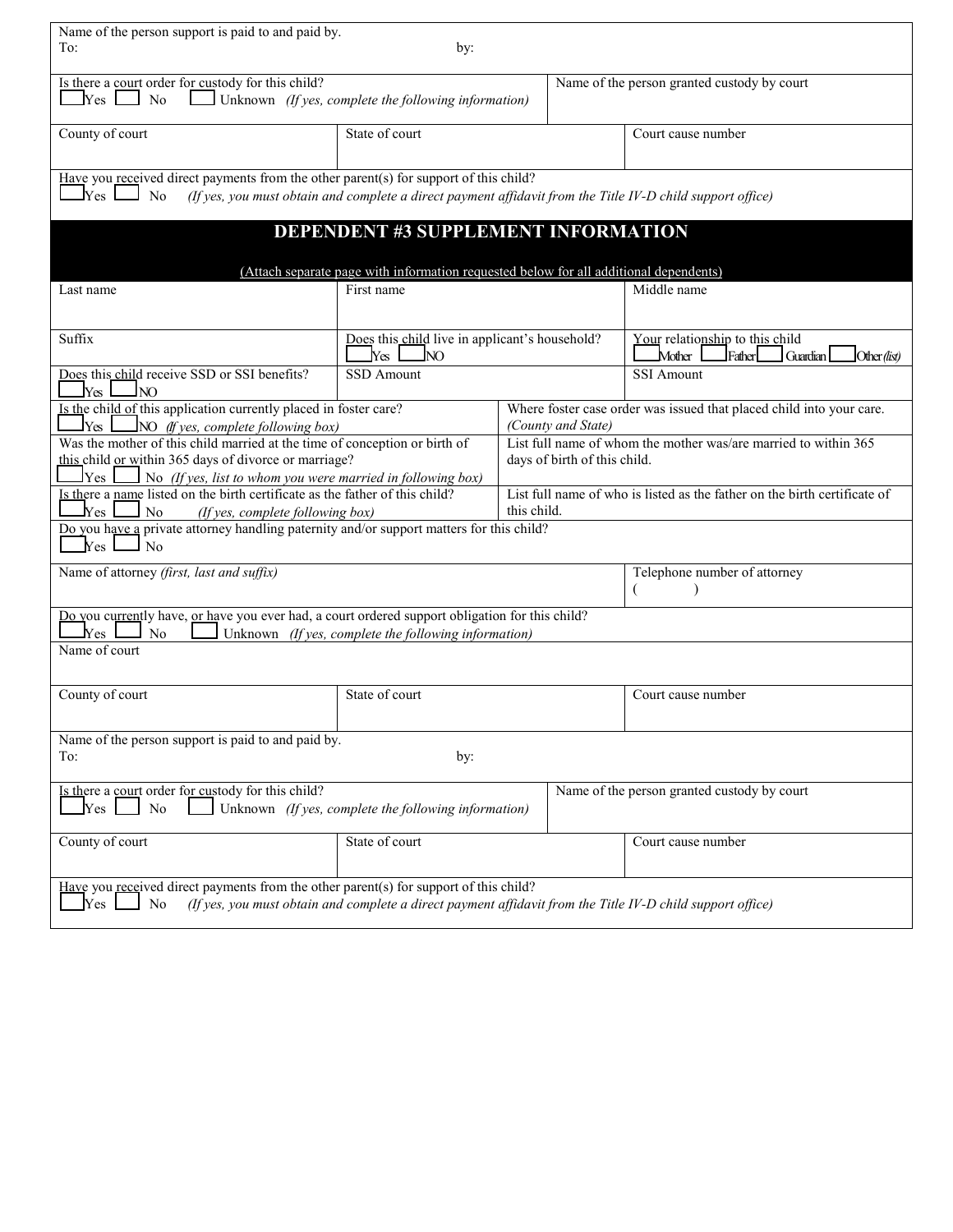Name of the person support is paid to and paid by.
To: by:

| Is there a court order for custody for this child?<br>☐ Yes ☐ No ☐ Unknown *(If yes, complete the following information)* | Name of the person granted custody by court |
|---|---|

| County of court | State of court | Court cause number |
|---|---|---|

Have you received direct payments from the other parent(s) for support of this child?
☐ Yes ☐ No *(If yes, you must obtain and complete a direct payment affidavit from the Title IV-D child support office)*

## DEPENDENT #3 SUPPLEMENT INFORMATION

(Attach separate page with information requested below for all additional dependents)

| Last name | First name | Middle name |
|---|---|---|
| Suffix | Does this child live in applicant's household?<br>☐ Yes ☐ NO | Your relationship to this child<br>☐ Mother ☐ Father ☐ Guardian ☐ Other *(list)* |
| Does this child receive SSD or SSI benefits?<br>☐ Yes ☐ NO | SSD Amount | SSI Amount |

| Is the child of this application currently placed in foster care?<br>☐ Yes ☐ NO *(If yes, complete following box)* | Where foster case order was issued that placed child into your care. *(County and State)* |
|---|---|
| Was the mother of this child married at the time of conception or birth of this child or within 365 days of divorce or marriage?<br>☐ Yes ☐ No *(If yes, list to whom you were married in following box)* | List full name of whom the mother was/are married to within 365 days of birth of this child. |
| Is there a name listed on the birth certificate as the father of this child?<br>☐ Yes ☐ No *(If yes, complete following box)* | List full name of who is listed as the father on the birth certificate of this child. |

Do you have a private attorney handling paternity and/or support matters for this child?
☐ Yes ☐ No

| Name of attorney *(first, last and suffix)* | Telephone number of attorney<br>(     ) |
|---|---|

Do you currently have, or have you ever had, a court ordered support obligation for this child?
☐ Yes ☐ No ☐ Unknown *(If yes, complete the following information)*

Name of court

| County of court | State of court | Court cause number |
|---|---|---|

Name of the person support is paid to and paid by.
To: by:

| Is there a court order for custody for this child?<br>☐ Yes ☐ No ☐ Unknown *(If yes, complete the following information)* | Name of the person granted custody by court |
|---|---|

| County of court | State of court | Court cause number |
|---|---|---|

Have you received direct payments from the other parent(s) for support of this child?
☐ Yes ☐ No *(If yes, you must obtain and complete a direct payment affidavit from the Title IV-D child support office)*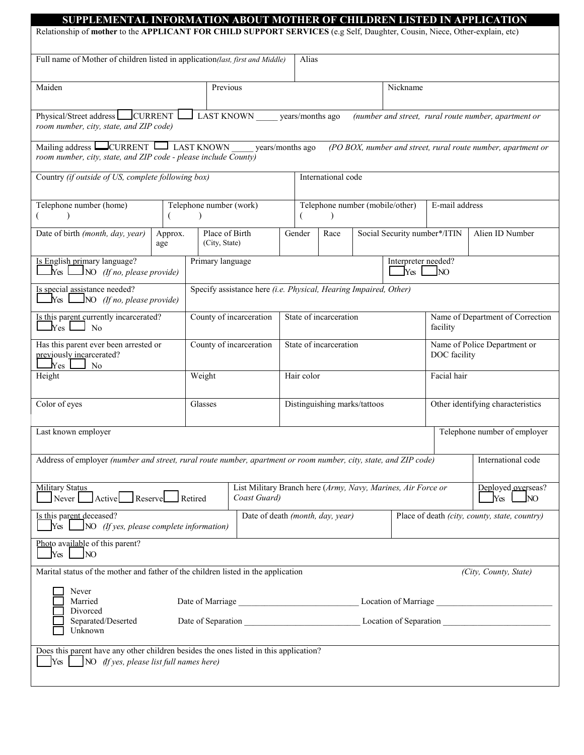# SUPPLEMENTAL INFORMATION ABOUT MOTHER OF CHILDREN LISTED IN APPLICATION

Relationship of **mother** to the **APPLICANT FOR CHILD SUPPORT SERVICES** (e.g Self, Daughter, Cousin, Niece, Other-explain, etc)

Full name of Mother of children listed in application *(last, first and Middle)*

Alias

Maiden

Previous

Nickname

Physical/Street address ☐ CURRENT ☐ LAST KNOWN _____ years/months ago *(number and street, rural route number, apartment or room number, city, state, and ZIP code)*

Mailing address ☐ CURRENT ☐ LAST KNOWN _____ years/months ago *(PO BOX, number and street, rural route number, apartment or room number, city, state, and ZIP code - please include County)*

Country *(if outside of US, complete following box)*

International code

| Telephone number (home) | Telephone number (work) | Telephone number (mobile/other) | E-mail address |
|---|---|---|---|
| (      ) | (      ) | (      ) | |

| Date of birth *(month, day, year)* | Approx. age | Place of Birth (City, State) | Gender | Race | Social Security number*/ITIN | Alien ID Number |
|---|---|---|---|---|---|---|
| | | | | | | |

Is English primary language? ☐ Yes ☐ NO *(If no, please provide)*

Primary language

Interpreter needed? ☐ Yes ☐ NO

Is special assistance needed? ☐ Yes ☐ NO *(If no, please provide)*

Specify assistance here *(i.e. Physical, Hearing Impaired, Other)*

| Is this parent currently incarcerated? ☐ Yes ☐ No | County of incarceration | State of incarceration | Name of Department of Correction facility |
|---|---|---|---|
| **Has this parent ever been arrested or previously incarcerated? ☐ Yes ☐ No** | **County of incarceration** | **State of incarceration** | **Name of Police Department or DOC facility** |
| **Height** | **Weight** | **Hair color** | **Facial hair** |
| | | | |
| **Color of eyes** | **Glasses** | **Distinguishing marks/tattoos** | **Other identifying characteristics** |
| | | | |

Last known employer

Telephone number of employer

Address of employer *(number and street, rural route number, apartment or room number, city, state, and ZIP code)*

International code

Military Status ☐ Never ☐ Active ☐ Reserve ☐ Retired

List Military Branch here (*Army, Navy, Marines, Air Force or Coast Guard)*

Deployed overseas? ☐ Yes ☐ NO

Is this parent deceased? ☐ Yes ☐ NO *(If yes, please complete information)*

Date of death *(month, day, year)*

Place of death *(city, county, state, country)*

Photo available of this parent? ☐ Yes ☐ NO

Marital status of the mother and father of the children listed in the application *(City, County, State)*

☐ Never
☐ Married — Date of Marriage ___________________________ Location of Marriage ___________________________
☐ Divorced
☐ Separated/Deserted — Date of Separation ___________________________ Location of Separation ___________________________
☐ Unknown

Does this parent have any other children besides the ones listed in this application?
☐ Yes ☐ NO *(If yes, please list full names here)*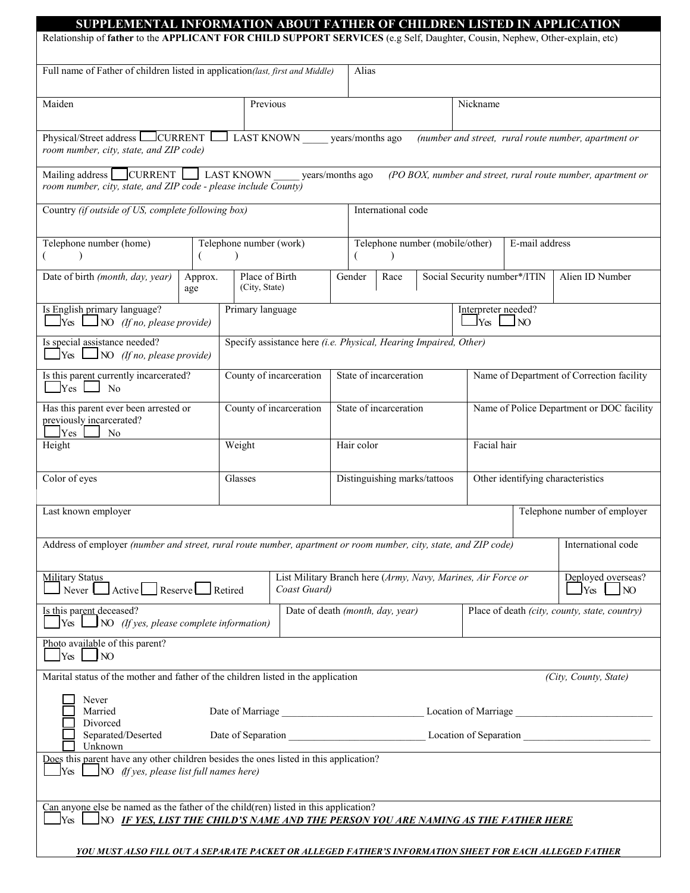# SUPPLEMENTAL INFORMATION ABOUT FATHER OF CHILDREN LISTED IN APPLICATION

Relationship of **father** to the **APPLICANT FOR CHILD SUPPORT SERVICES** (e.g Self, Daughter, Cousin, Nephew, Other-explain, etc)

| Full name of Father of children listed in application*(last, first and Middle)* | Alias |
|---|---|
| | |

| Maiden | Previous | Nickname |
|---|---|---|
| | | |

Physical/Street address ☐ CURRENT ☐ LAST KNOWN _____ years/months ago *(number and street, rural route number, apartment or room number, city, state, and ZIP code)*

Mailing address ☐ CURRENT ☐ LAST KNOWN _____ years/months ago *(PO BOX, number and street, rural route number, apartment or room number, city, state, and ZIP code - please include County)*

| Country *(if outside of US, complete following box)* | International code |
|---|---|
| | |

| Telephone number (home) | Telephone number (work) | Telephone number (mobile/other) | E-mail address |
|---|---|---|---|
| ( ) | ( ) | ( ) | |

| Date of birth *(month, day, year)* | Approx. age | Place of Birth (City, State) | Gender | Race | Social Security number*/ITIN | Alien ID Number |
|---|---|---|---|---|---|---|
| | | | | | | |

| Is English primary language? ☐ Yes ☐ NO *(If no, please provide)* | Primary language | Interpreter needed? ☐ Yes ☐ NO |
|---|---|---|

| Is special assistance needed? ☐ Yes ☐ NO *(If no, please provide)* | Specify assistance here *(i.e. Physical, Hearing Impaired, Other)* |
|---|---|

| Is this parent currently incarcerated? ☐ Yes ☐ No | County of incarceration | State of incarceration | Name of Department of Correction facility |
|---|---|---|---|
| **Has this parent ever been arrested or previously incarcerated? ☐ Yes ☐ No** | **County of incarceration** | **State of incarceration** | **Name of Police Department or DOC facility** |

| Height | Weight | Hair color | Facial hair |
|---|---|---|---|
| | | | |

| Color of eyes | Glasses | Distinguishing marks/tattoos | Other identifying characteristics |
|---|---|---|---|
| | | | |

| Last known employer | Telephone number of employer |
|---|---|
| | |

| Address of employer *(number and street, rural route number, apartment or room number, city, state, and ZIP code)* | International code |
|---|---|
| | |

| Military Status ☐ Never ☐ Active ☐ Reserve ☐ Retired | List Military Branch here (*Army, Navy, Marines, Air Force or Coast Guard)* | Deployed overseas? ☐ Yes ☐ NO |
|---|---|---|

| Is this parent deceased? ☐ Yes ☐ NO *(If yes, please complete information)* | Date of death *(month, day, year)* | Place of death *(city, county, state, country)* |
|---|---|---|

Photo available of this parent?
☐ Yes ☐ NO

Marital status of the mother and father of the children listed in the application *(City, County, State)*

☐ Never
☐ Married Date of Marriage ___________________________ Location of Marriage ___________________________
☐ Divorced
☐ Separated/Deserted Date of Separation ___________________________ Location of Separation ___________________________
☐ Unknown

Does this parent have any other children besides the ones listed in this application?
☐ Yes ☐ NO *(If yes, please list full names here)*

Can anyone else be named as the father of the child(ren) listed in this application?
☐ Yes ☐ NO ***IF YES, LIST THE CHILD'S NAME AND THE PERSON YOU ARE NAMING AS THE FATHER HERE***

***YOU MUST ALSO FILL OUT A SEPARATE PACKET OR ALLEGED FATHER'S INFORMATION SHEET FOR EACH ALLEGED FATHER***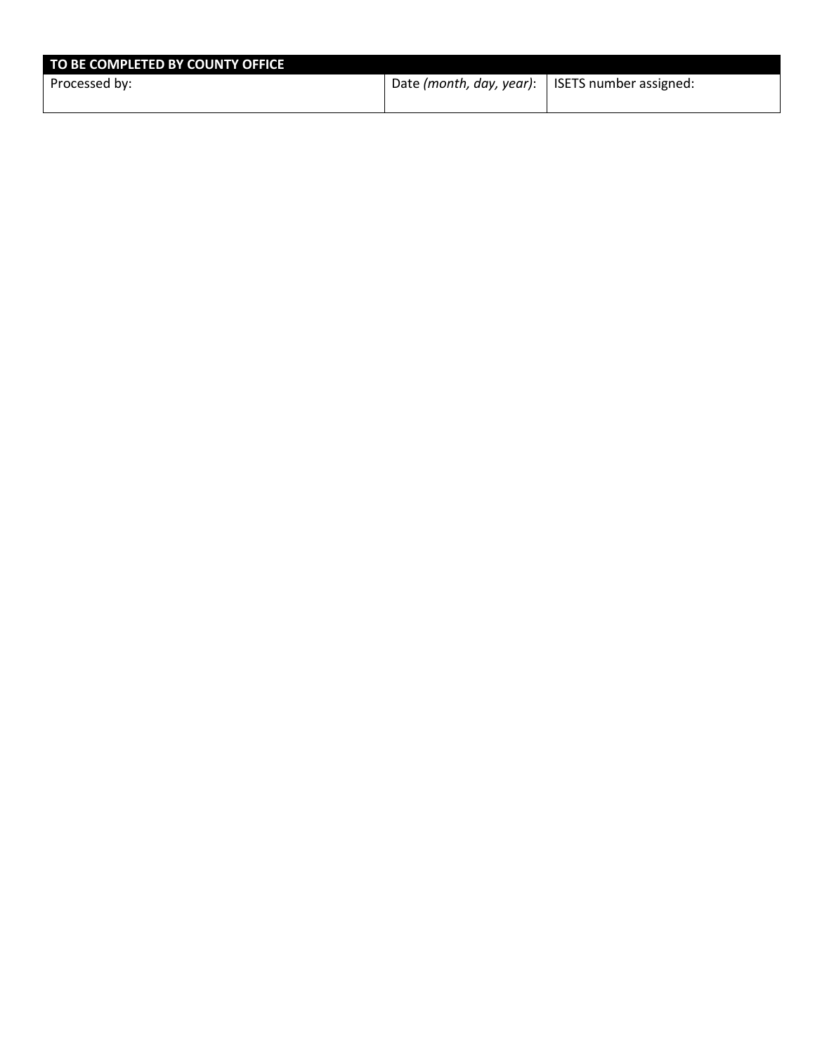| TO BE COMPLETED BY COUNTY OFFICE | | |
|---|---|---|
| Processed by: | Date *(month, day, year)*: | ISETS number assigned: |